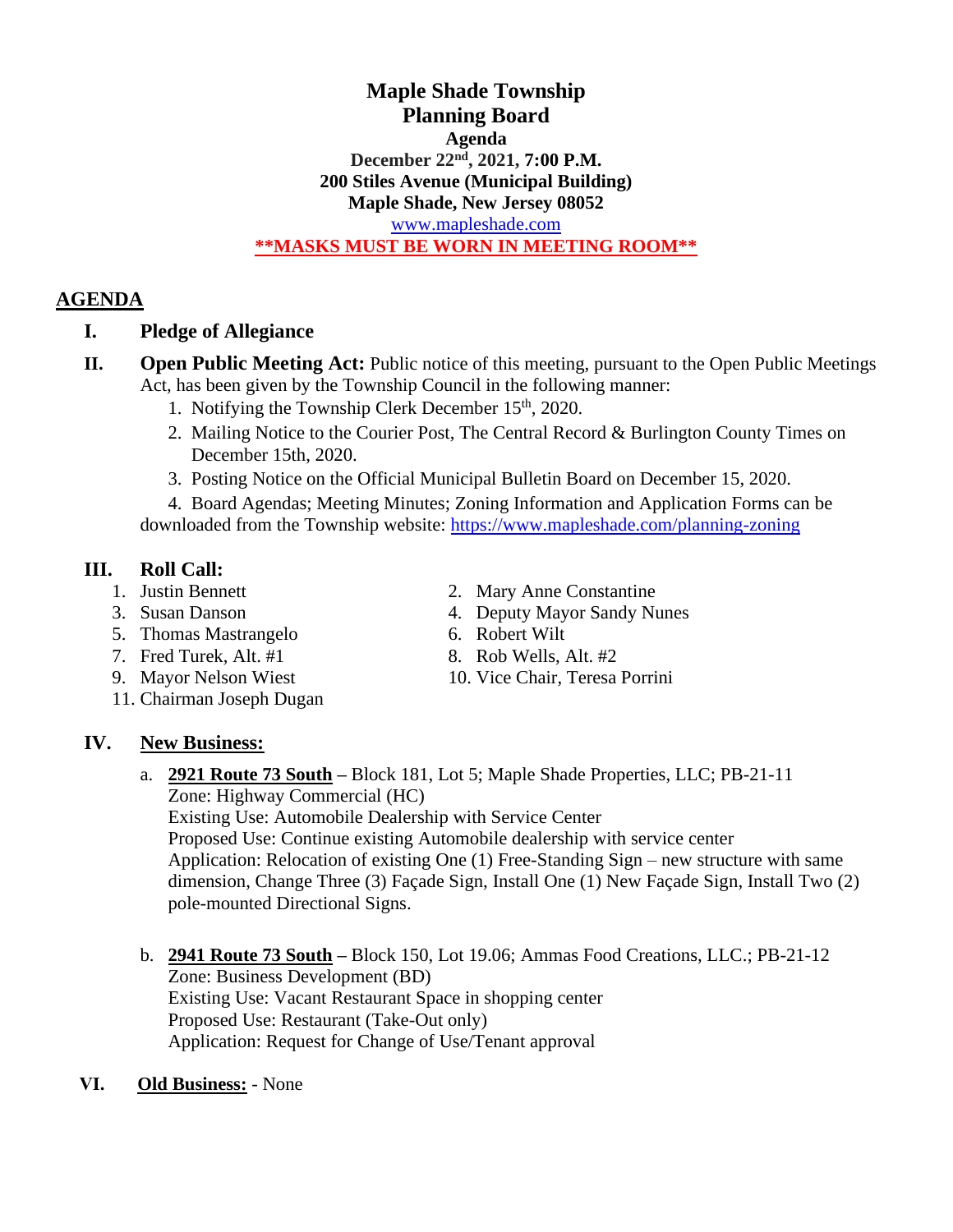# Maple Shade Township
## Planning Board

**Agenda**
**December 22nd, 2021, 7:00 P.M.**
**200 Stiles Avenue (Municipal Building)**
**Maple Shade, New Jersey 08052**
www.mapleshade.com
**\*\*MASKS MUST BE WORN IN MEETING ROOM\*\***

## AGENDA

**I. Pledge of Allegiance**

**II. Open Public Meeting Act:** Public notice of this meeting, pursuant to the Open Public Meetings Act, has been given by the Township Council in the following manner:

1. Notifying the Township Clerk December 15th, 2020.
2. Mailing Notice to the Courier Post, The Central Record & Burlington County Times on December 15th, 2020.
3. Posting Notice on the Official Municipal Bulletin Board on December 15, 2020.
4. Board Agendas; Meeting Minutes; Zoning Information and Application Forms can be downloaded from the Township website: https://www.mapleshade.com/planning-zoning

**III. Roll Call:**

1. Justin Bennett
2. Mary Anne Constantine
3. Susan Danson
4. Deputy Mayor Sandy Nunes
5. Thomas Mastrangelo
6. Robert Wilt
7. Fred Turek, Alt. #1
8. Rob Wells, Alt. #2
9. Mayor Nelson Wiest
10. Vice Chair, Teresa Porrini
11. Chairman Joseph Dugan

**IV. New Business:**

a. **2921 Route 73 South** – Block 181, Lot 5; Maple Shade Properties, LLC; PB-21-11
Zone: Highway Commercial (HC)
Existing Use: Automobile Dealership with Service Center
Proposed Use: Continue existing Automobile dealership with service center
Application: Relocation of existing One (1) Free-Standing Sign – new structure with same dimension, Change Three (3) Façade Sign, Install One (1) New Façade Sign, Install Two (2) pole-mounted Directional Signs.

b. **2941 Route 73 South** – Block 150, Lot 19.06; Ammas Food Creations, LLC.; PB-21-12
Zone: Business Development (BD)
Existing Use: Vacant Restaurant Space in shopping center
Proposed Use: Restaurant (Take-Out only)
Application: Request for Change of Use/Tenant approval

**VI. Old Business:** - None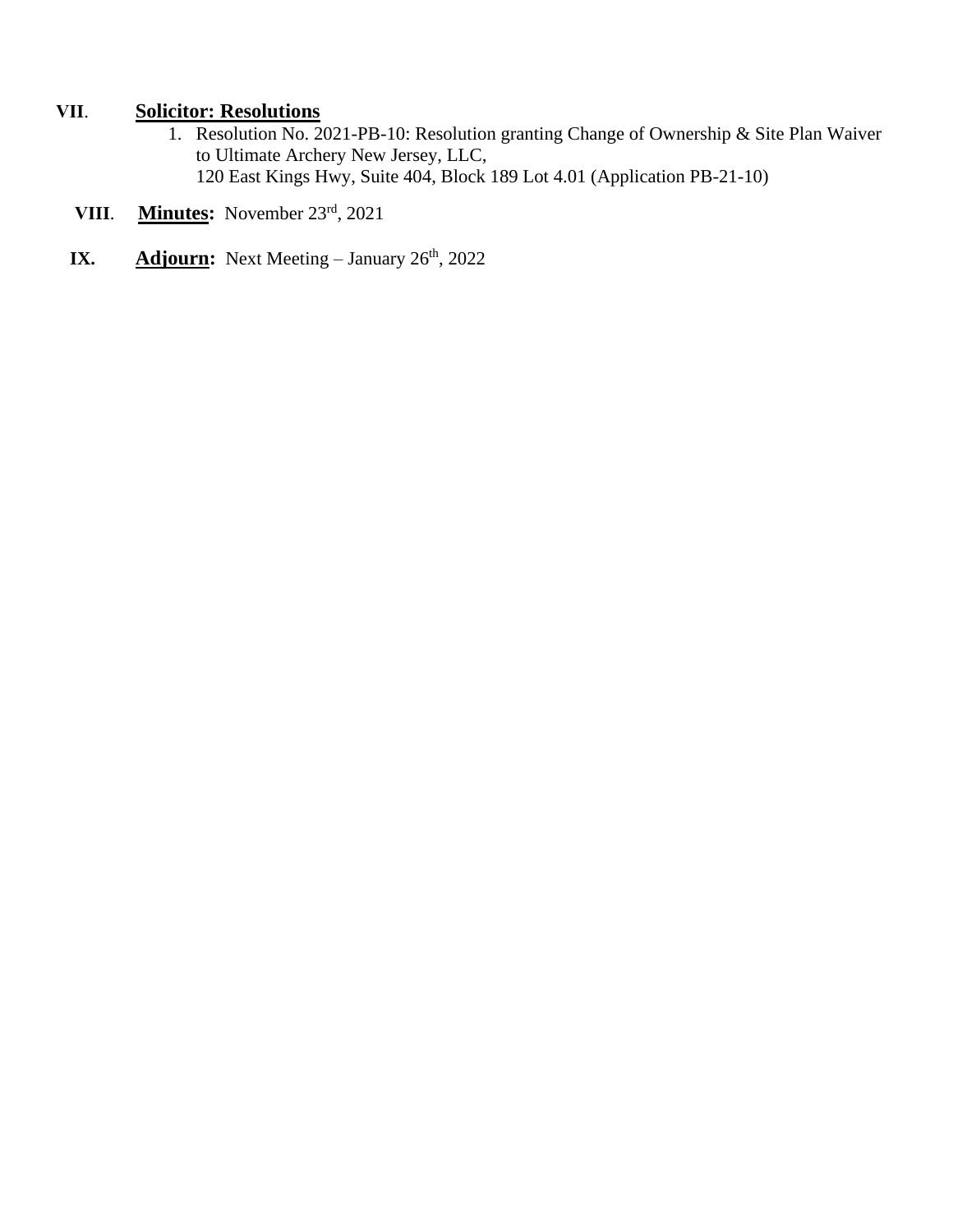**VII**. **Solicitor: Resolutions**

1. Resolution No. 2021-PB-10: Resolution granting Change of Ownership & Site Plan Waiver to Ultimate Archery New Jersey, LLC,
   120 East Kings Hwy, Suite 404, Block 189 Lot 4.01 (Application PB-21-10)

**VIII**. **Minutes:** November 23rd, 2021

**IX.** **Adjourn:** Next Meeting – January 26th, 2022